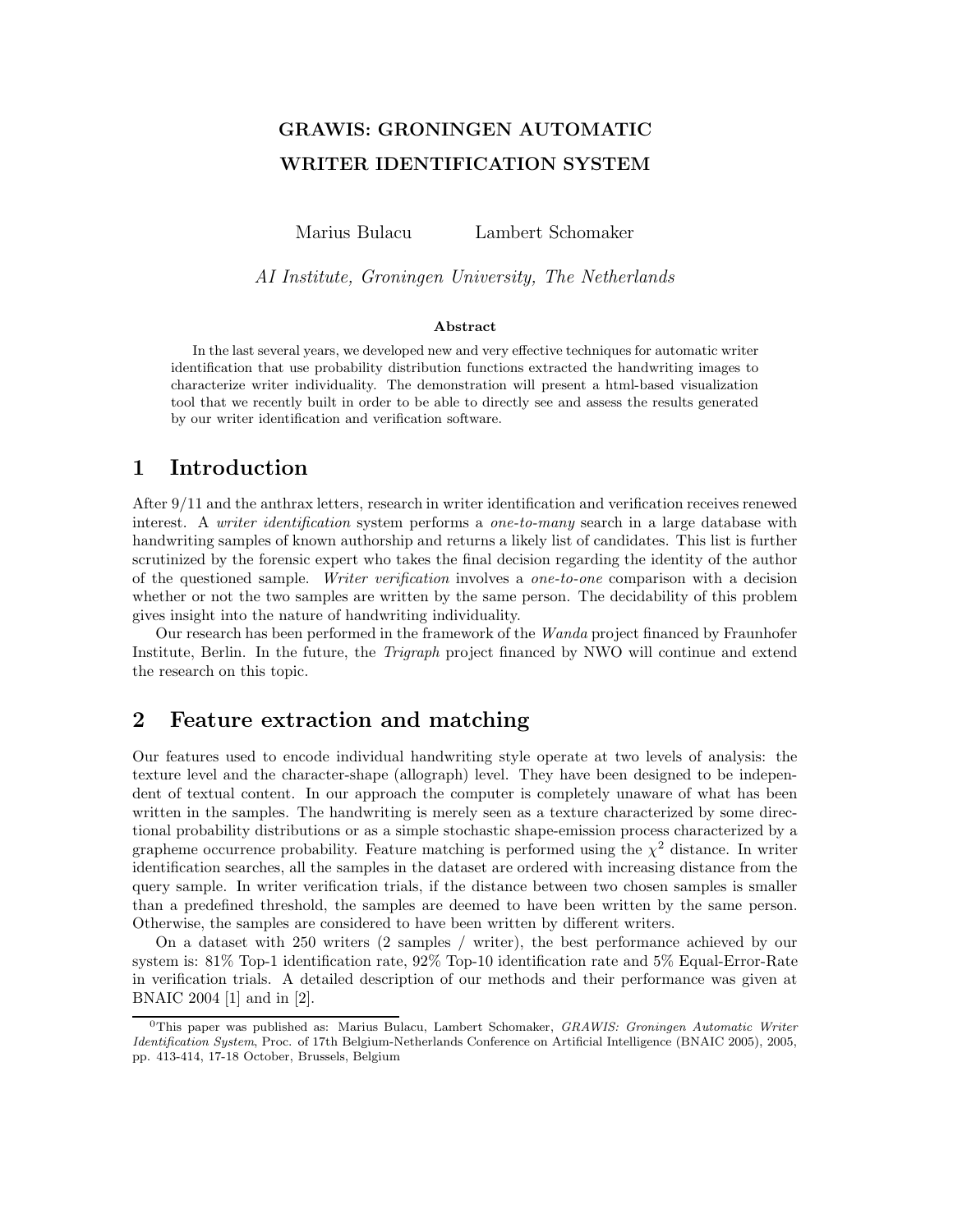# GRAWIS: GRONINGEN AUTOMATIC WRITER IDENTIFICATION SYSTEM

Marius Bulacu    Lambert Schomaker

*AI Institute, Groningen University, The Netherlands*

**Abstract**

In the last several years, we developed new and very effective techniques for automatic writer identification that use probability distribution functions extracted the handwriting images to characterize writer individuality. The demonstration will present a html-based visualization tool that we recently built in order to be able to directly see and assess the results generated by our writer identification and verification software.

## 1 Introduction

After 9/11 and the anthrax letters, research in writer identification and verification receives renewed interest. A *writer identification* system performs a *one-to-many* search in a large database with handwriting samples of known authorship and returns a likely list of candidates. This list is further scrutinized by the forensic expert who takes the final decision regarding the identity of the author of the questioned sample. *Writer verification* involves a *one-to-one* comparison with a decision whether or not the two samples are written by the same person. The decidability of this problem gives insight into the nature of handwriting individuality.

Our research has been performed in the framework of the *Wanda* project financed by Fraunhofer Institute, Berlin. In the future, the *Trigraph* project financed by NWO will continue and extend the research on this topic.

## 2 Feature extraction and matching

Our features used to encode individual handwriting style operate at two levels of analysis: the texture level and the character-shape (allograph) level. They have been designed to be independent of textual content. In our approach the computer is completely unaware of what has been written in the samples. The handwriting is merely seen as a texture characterized by some directional probability distributions or as a simple stochastic shape-emission process characterized by a grapheme occurrence probability. Feature matching is performed using the $\chi^2$ distance. In writer identification searches, all the samples in the dataset are ordered with increasing distance from the query sample. In writer verification trials, if the distance between two chosen samples is smaller than a predefined threshold, the samples are deemed to have been written by the same person. Otherwise, the samples are considered to have been written by different writers.

On a dataset with 250 writers (2 samples / writer), the best performance achieved by our system is: 81% Top-1 identification rate, 92% Top-10 identification rate and 5% Equal-Error-Rate in verification trials. A detailed description of our methods and their performance was given at BNAIC 2004 [1] and in [2].

[0] This paper was published as: Marius Bulacu, Lambert Schomaker, *GRAWIS: Groningen Automatic Writer Identification System*, Proc. of 17th Belgium-Netherlands Conference on Artificial Intelligence (BNAIC 2005), 2005, pp. 413-414, 17-18 October, Brussels, Belgium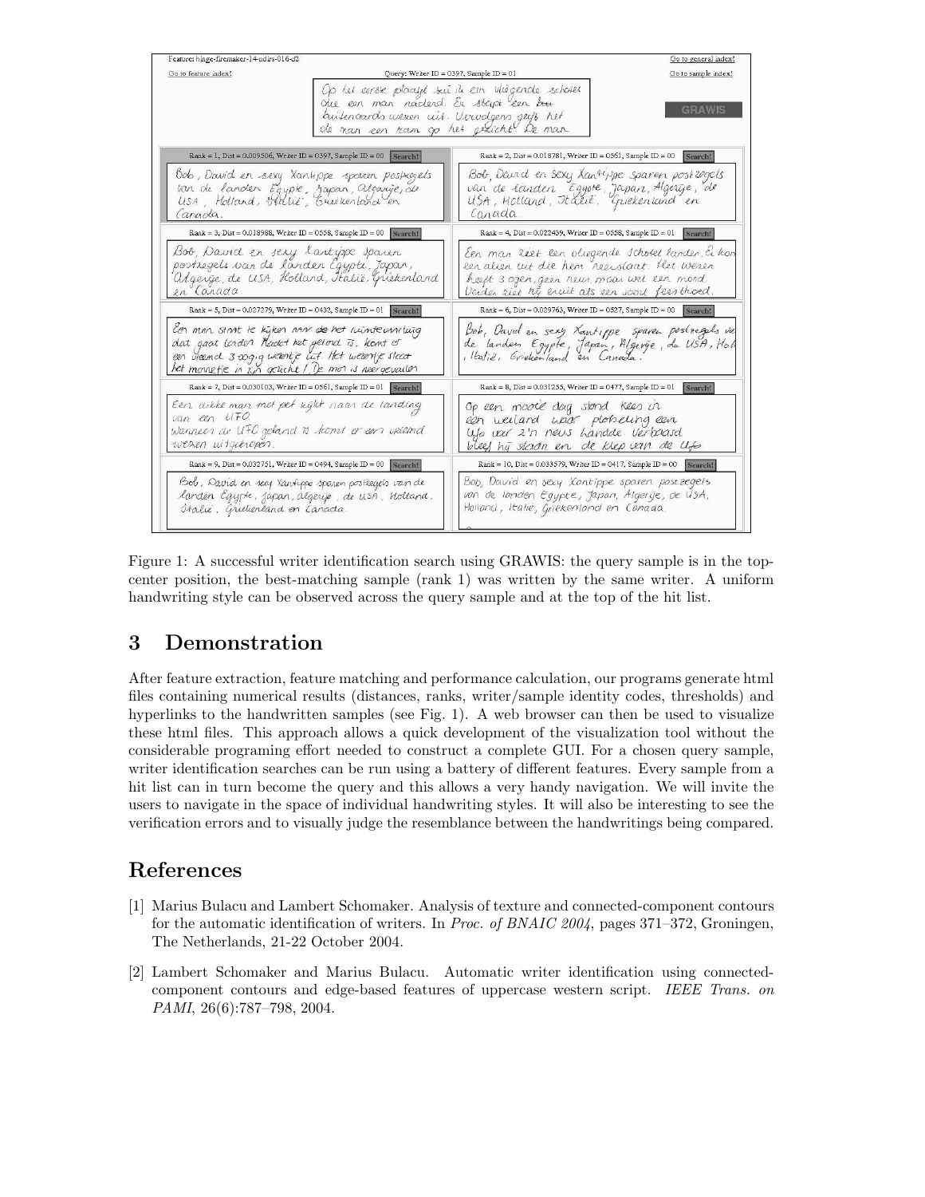Figure 1: A successful writer identification search using GRAWIS: the query sample is in the top-center position, the best-matching sample (rank 1) was written by the same writer. A uniform handwriting style can be observed across the query sample and at the top of the hit list.

## 3 Demonstration

After feature extraction, feature matching and performance calculation, our programs generate html files containing numerical results (distances, ranks, writer/sample identity codes, thresholds) and hyperlinks to the handwritten samples (see Fig. 1). A web browser can then be used to visualize these html files. This approach allows a quick development of the visualization tool without the considerable programing effort needed to construct a complete GUI. For a chosen query sample, writer identification searches can be run using a battery of different features. Every sample from a hit list can in turn become the query and this allows a very handy navigation. We will invite the users to navigate in the space of individual handwriting styles. It will also be interesting to see the verification errors and to visually judge the resemblance between the handwritings being compared.

## References

[1] Marius Bulacu and Lambert Schomaker. Analysis of texture and connected-component contours for the automatic identification of writers. In *Proc. of BNAIC 2004*, pages 371–372, Groningen, The Netherlands, 21-22 October 2004.

[2] Lambert Schomaker and Marius Bulacu. Automatic writer identification using connected-component contours and edge-based features of uppercase western script. *IEEE Trans. on PAMI*, 26(6):787–798, 2004.